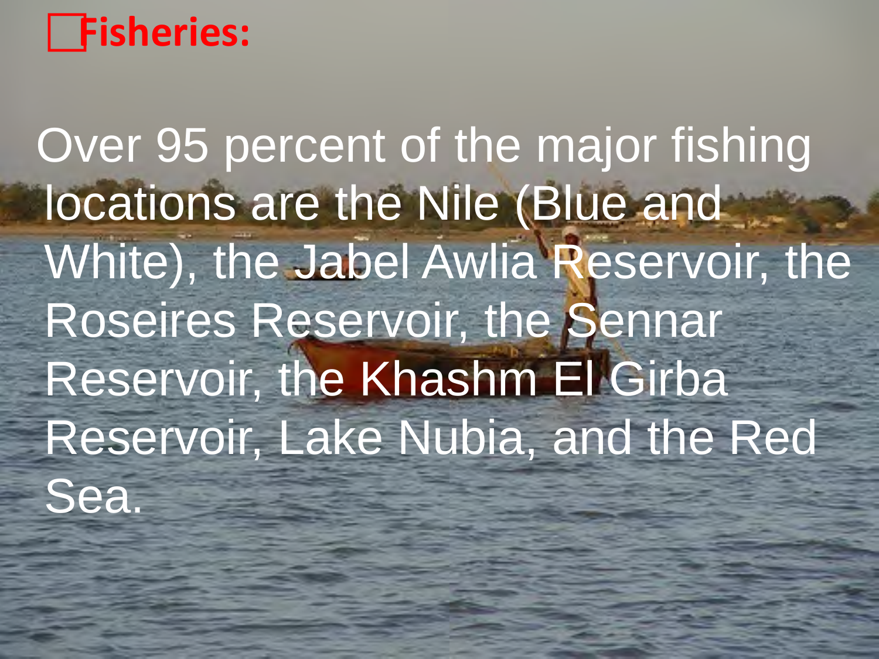## Fisheries:

Over 95 percent of the major fishing locations are the Nile (Blue and White), the Jabel Awlia Reservoir, the Roseires Reservoir, the Sennar Reservoir, the Khashm El Girba Reservoir, Lake Nubia, and the Red Sea.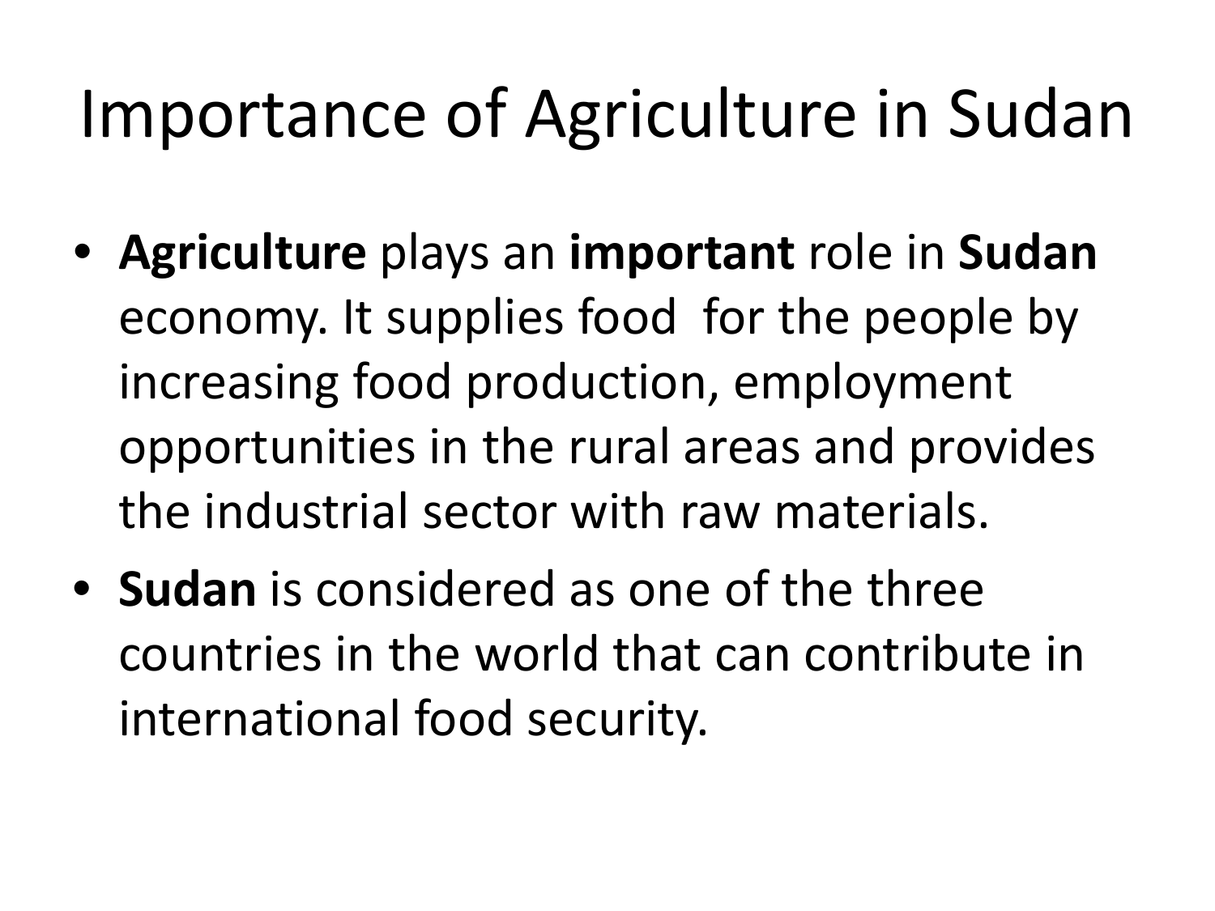# Importance of Agriculture in Sudan

- **Agriculture** plays an **important** role in **Sudan** economy. It supplies food  for the people by increasing food production, employment opportunities in the rural areas and provides the industrial sector with raw materials.
- **Sudan** is considered as one of the three countries in the world that can contribute in international food security.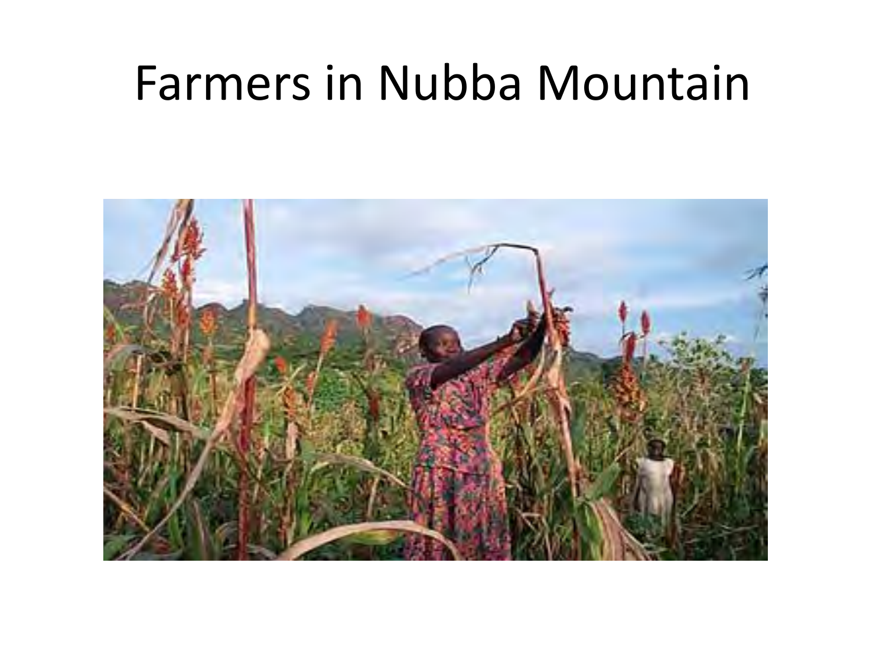# Farmers in Nubba Mountain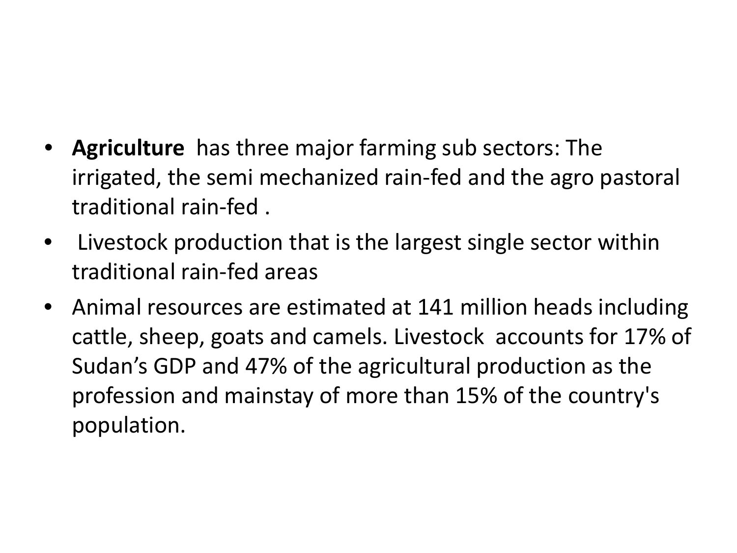- **Agriculture** has three major farming sub sectors: The irrigated, the semi mechanized rain-fed and the agro pastoral traditional rain-fed .
- Livestock production that is the largest single sector within traditional rain-fed areas
- Animal resources are estimated at 141 million heads including cattle, sheep, goats and camels. Livestock accounts for 17% of Sudan's GDP and 47% of the agricultural production as the profession and mainstay of more than 15% of the country's population.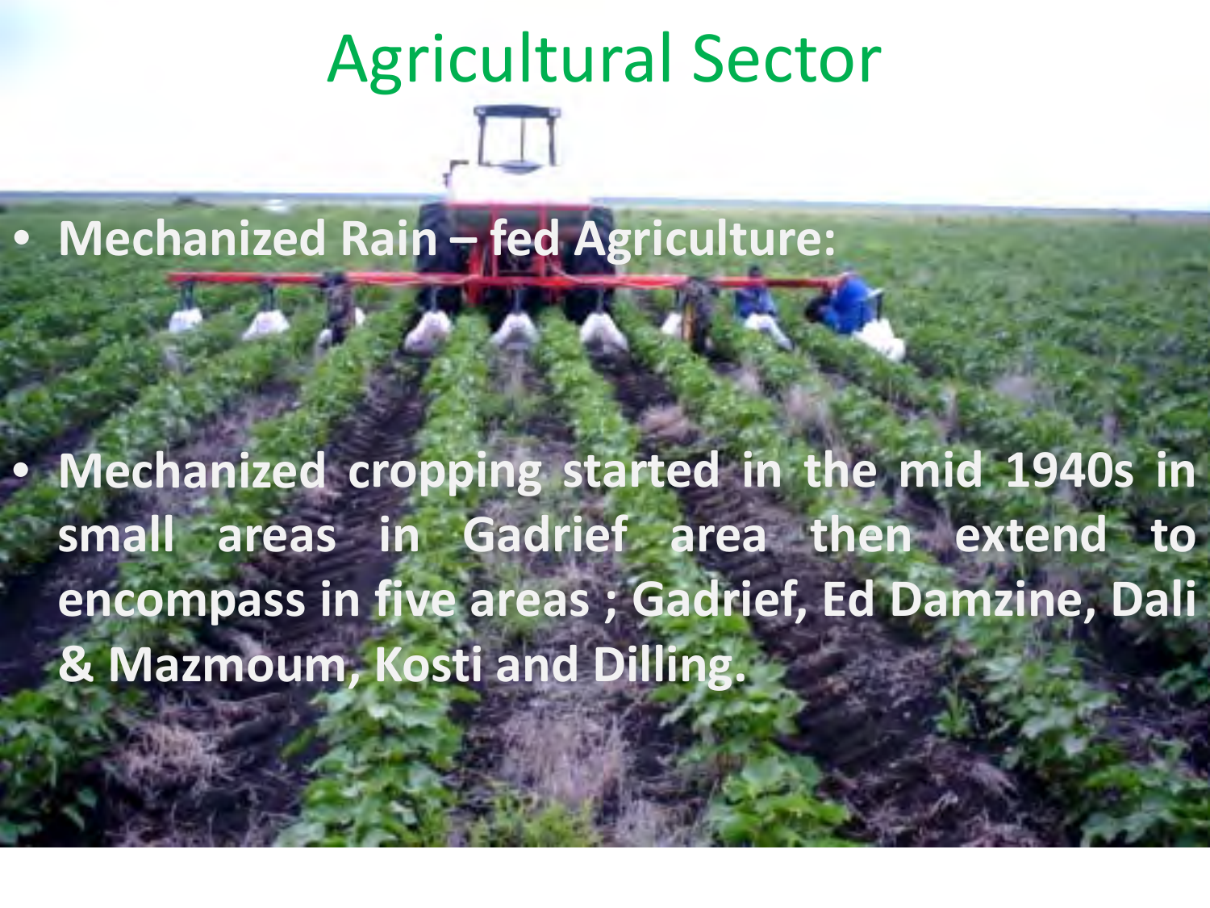# Agricultural Sector

- **Mechanized Rain – fed Agriculture:**

- **Mechanized cropping started in the mid 1940s in small areas in Gadrief area then extend to encompass in five areas ; Gadrief, Ed Damzine, Dali & Mazmoum, Kosti and Dilling.**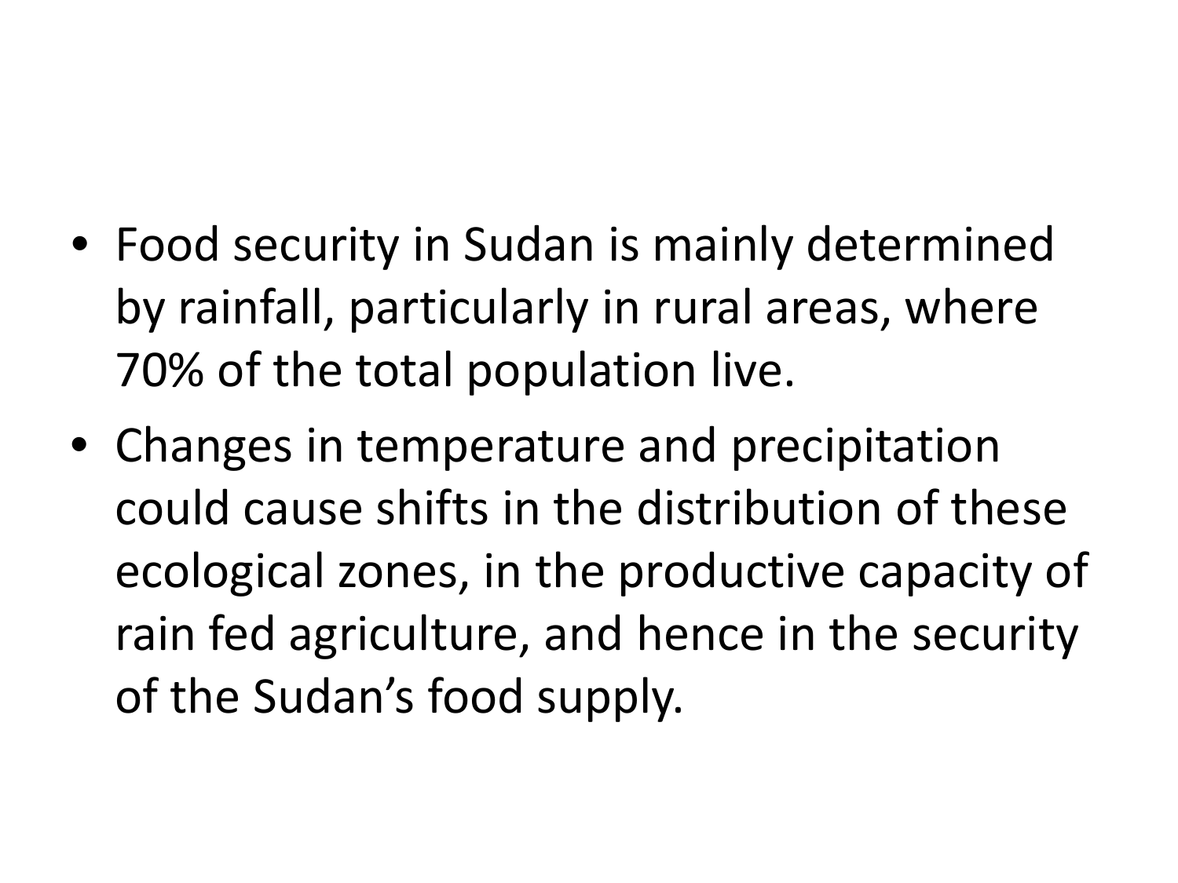- Food security in Sudan is mainly determined by rainfall, particularly in rural areas, where 70% of the total population live.
- Changes in temperature and precipitation could cause shifts in the distribution of these ecological zones, in the productive capacity of rain fed agriculture, and hence in the security of the Sudan's food supply.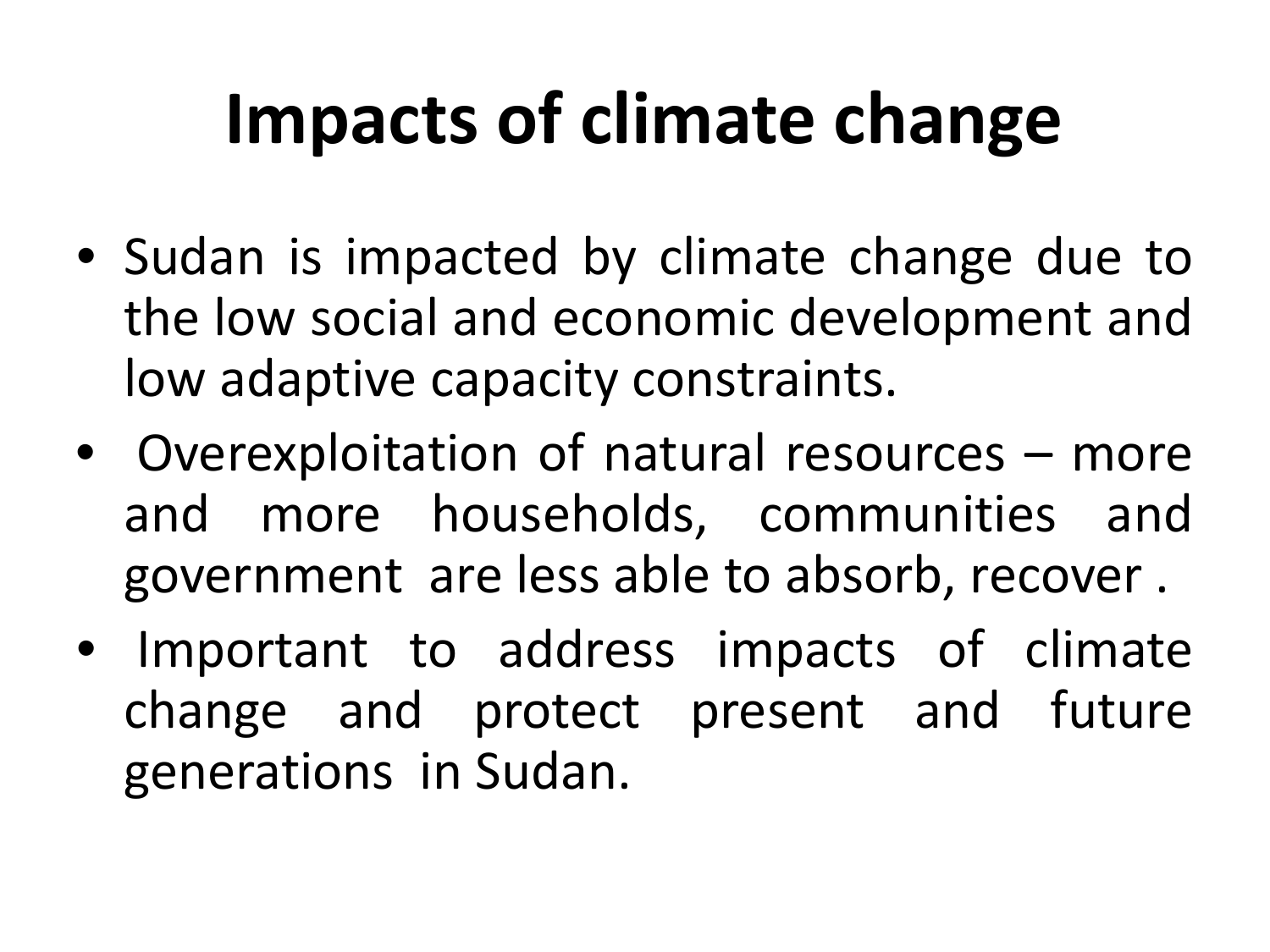# Impacts of climate change

- Sudan is impacted by climate change due to the low social and economic development and low adaptive capacity constraints.
- Overexploitation of natural resources – more and more households, communities and government are less able to absorb, recover .
- Important to address impacts of climate change and protect present and future generations in Sudan.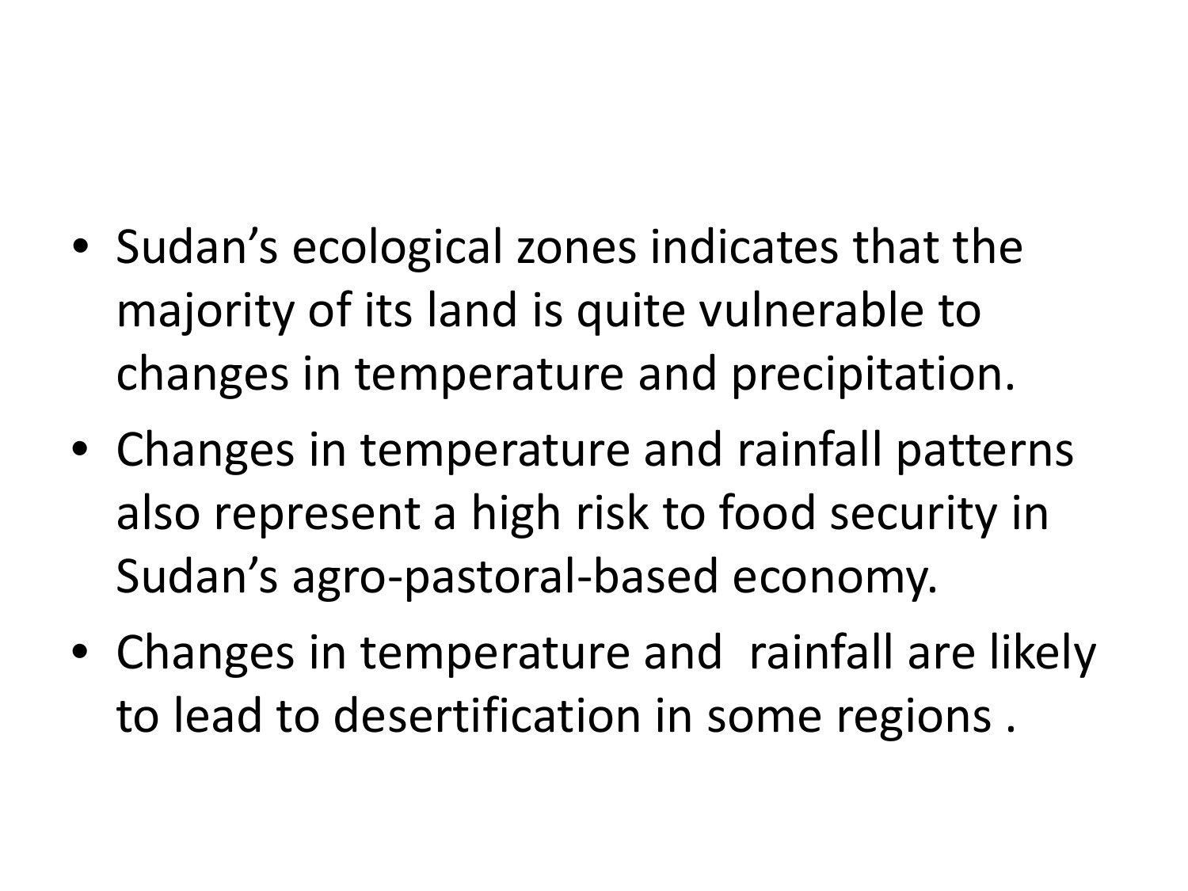- Sudan’s ecological zones indicates that the majority of its land is quite vulnerable to changes in temperature and precipitation.
- Changes in temperature and rainfall patterns also represent a high risk to food security in Sudan’s agro-pastoral-based economy.
- Changes in temperature and rainfall are likely to lead to desertification in some regions .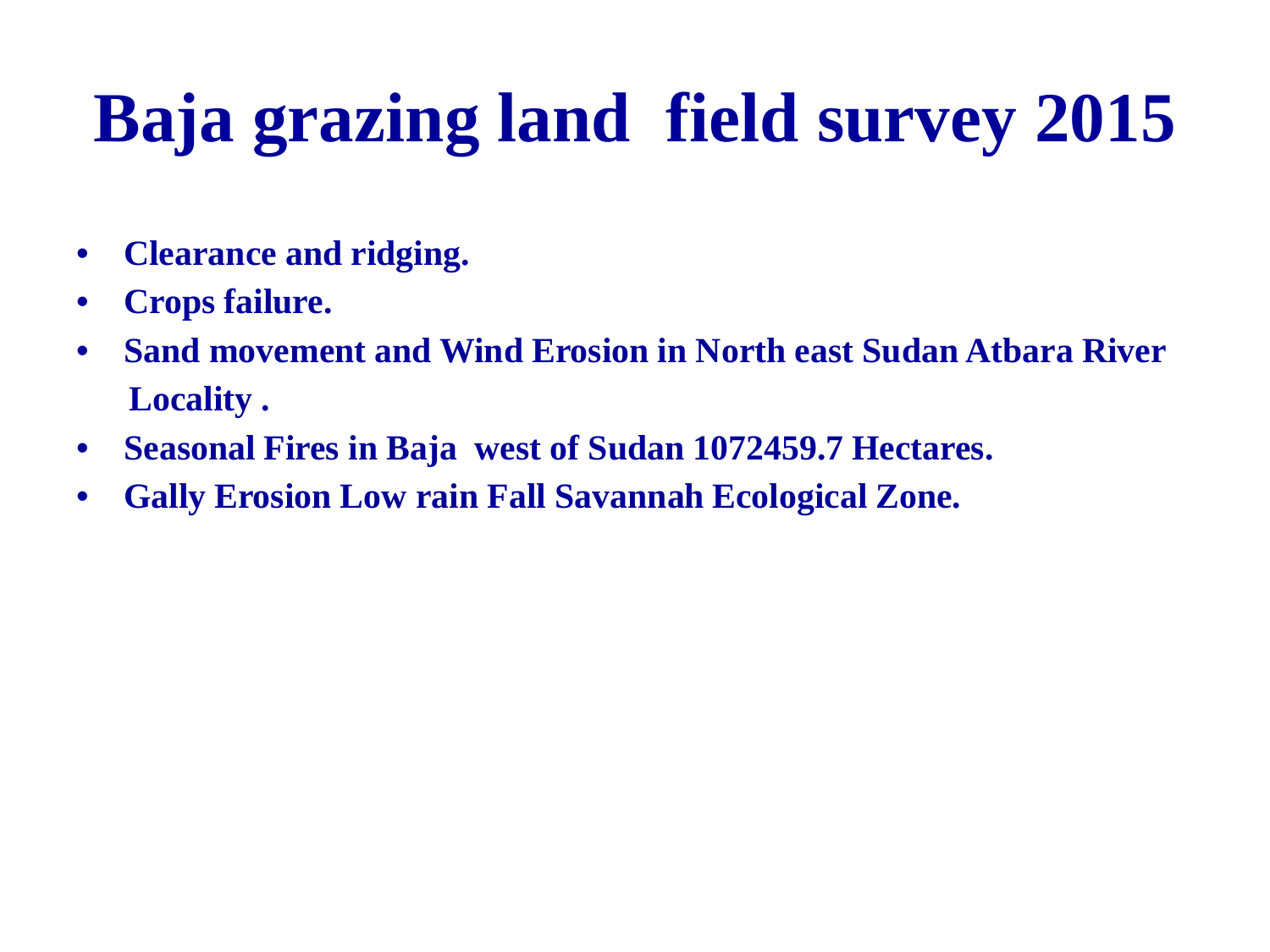# Baja grazing land field survey 2015

- **Clearance and ridging.**
- **Crops failure.**
- **Sand movement and Wind Erosion in North east Sudan Atbara River Locality .**
- **Seasonal Fires in Baja west of Sudan 1072459.7 Hectares.**
- **Gally Erosion Low rain Fall Savannah Ecological Zone.**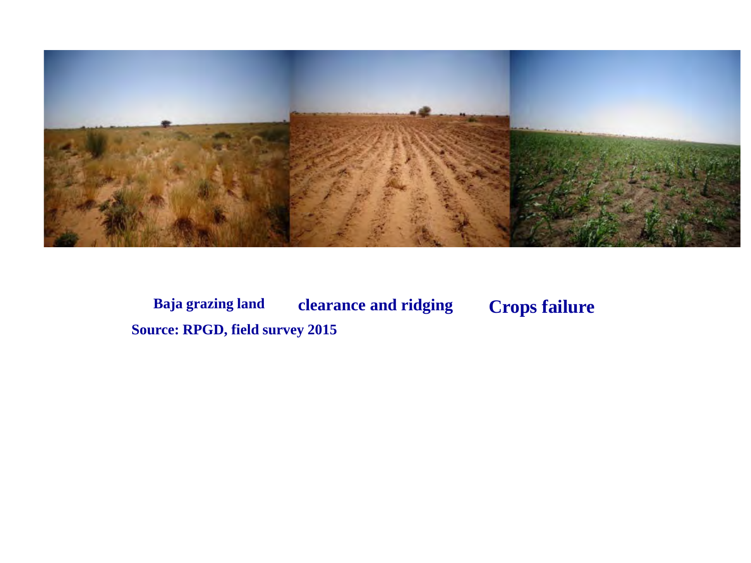Baja grazing land clearance and ridging **Crops failure**

**Source: RPGD, field survey 2015**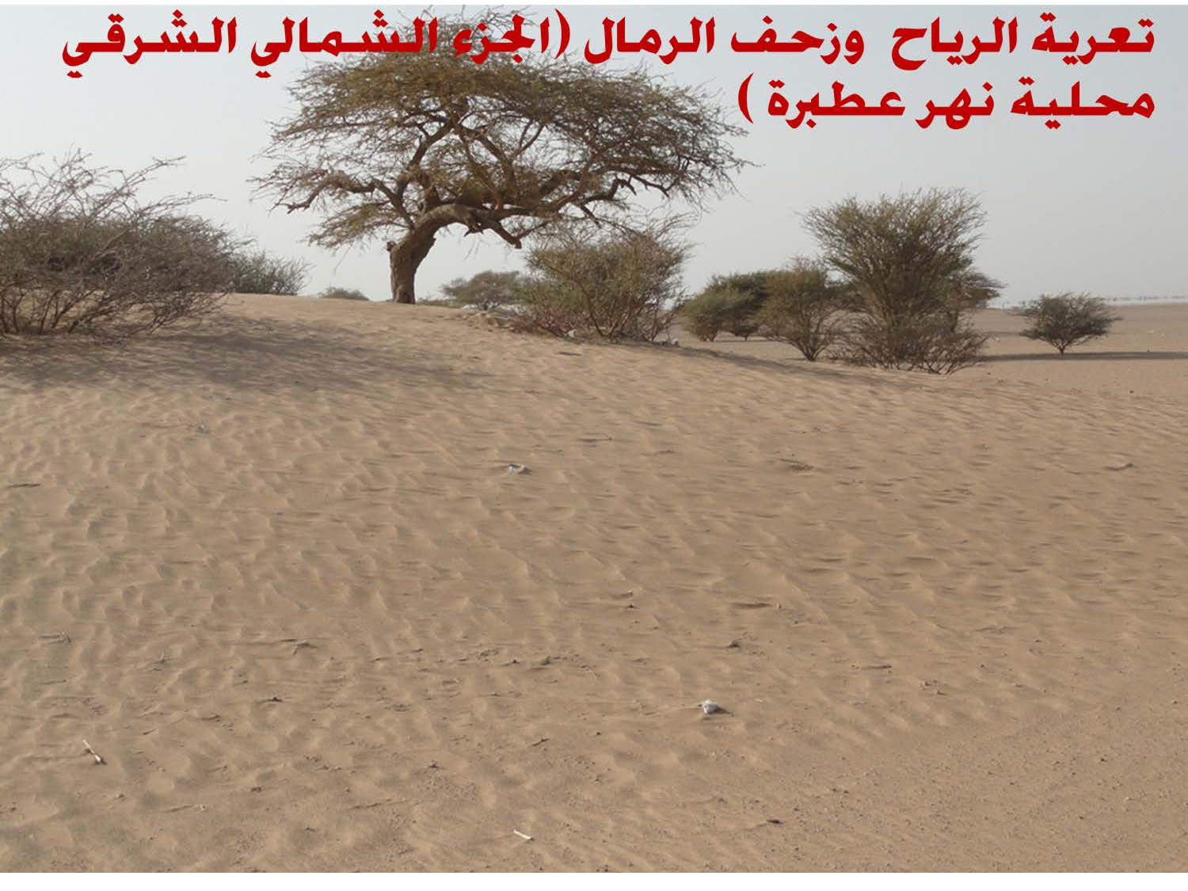# تعرية الرياح  وزحف الرمال (الجزء الشمالي الشرقي محلية نهر عطبرة )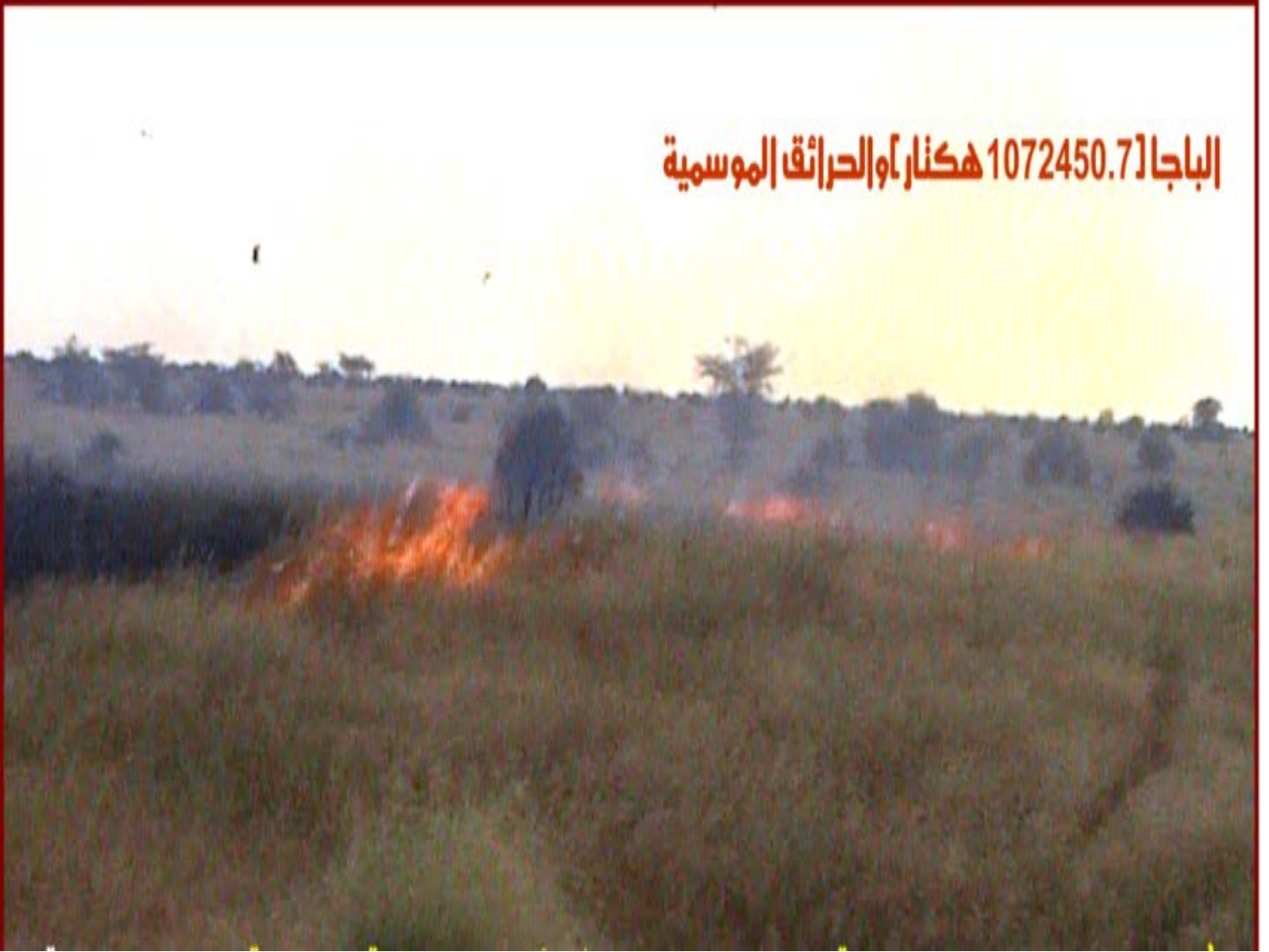الباجا [1072450.7 هكتار] والحرائق الموسمية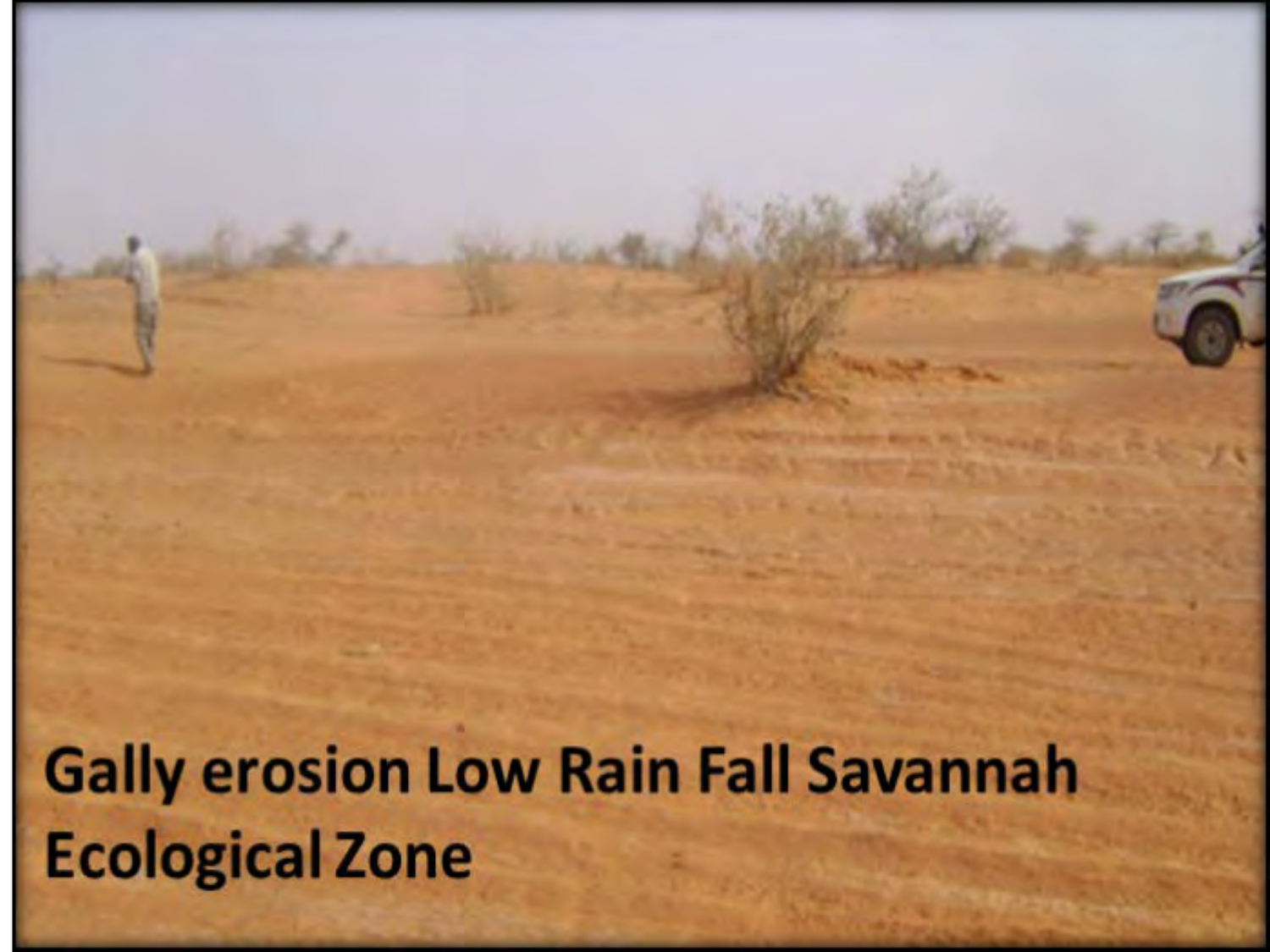Gally erosion Low Rain Fall Savannah Ecological Zone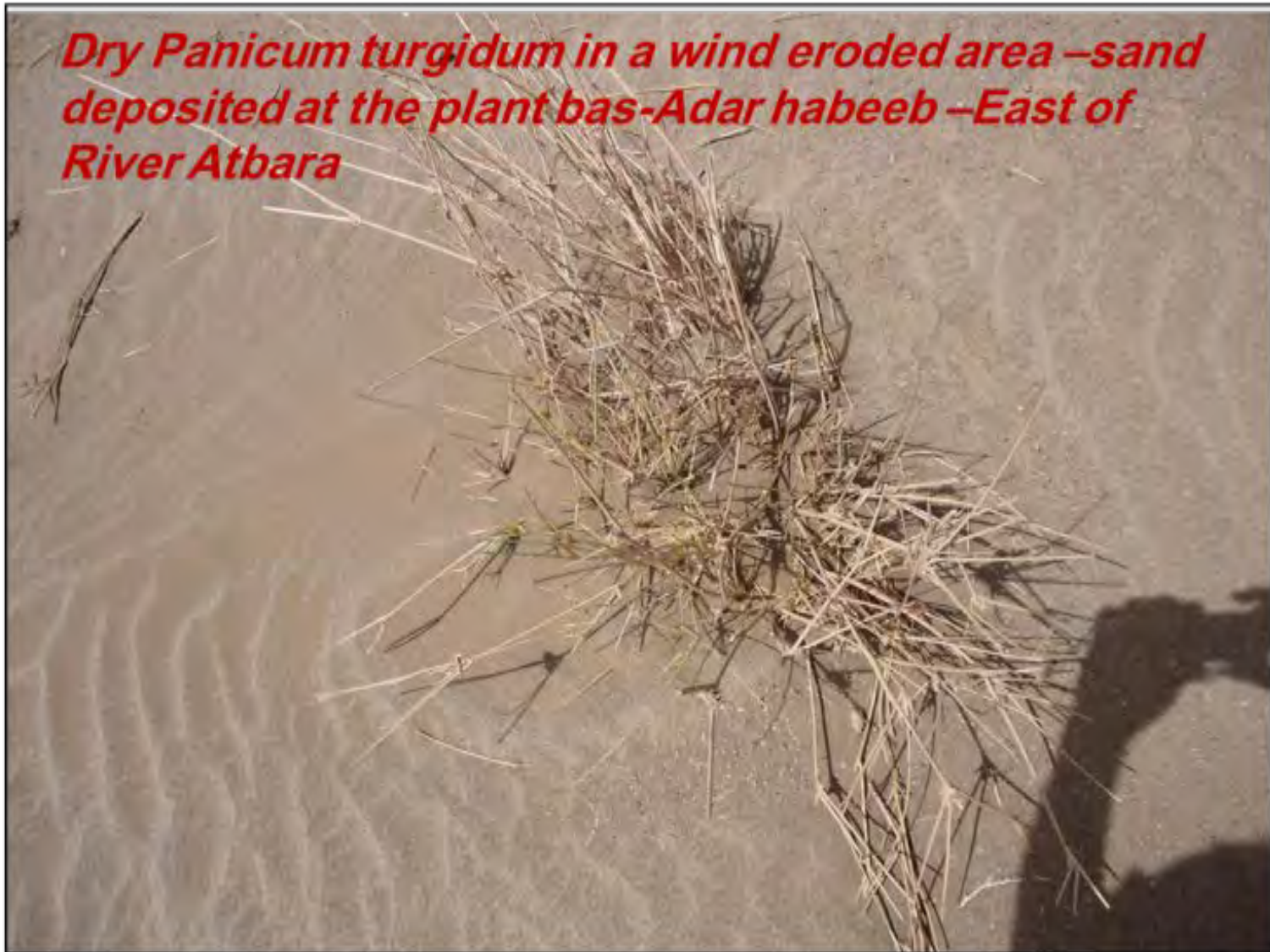*Dry Panicum turgidum in a wind eroded area –sand deposited at the plant bas-Adar habeeb –East of River Atbara*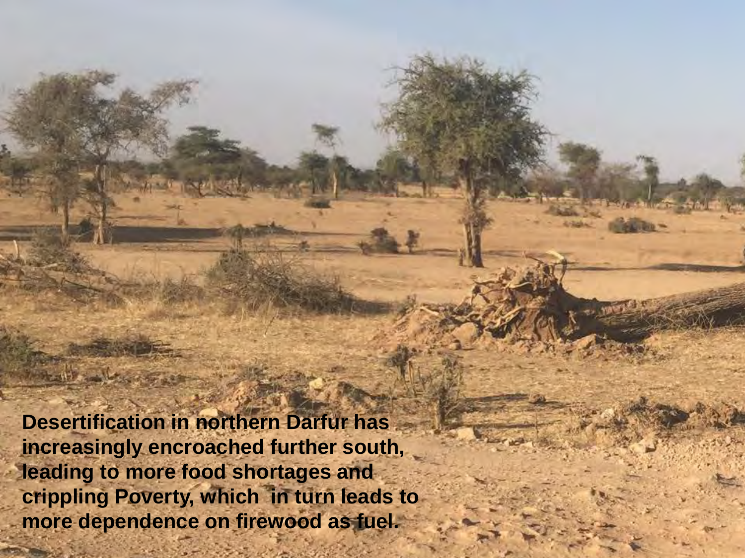**Desertification in northern Darfur has increasingly encroached further south, leading to more food shortages and crippling Poverty, which in turn leads to more dependence on firewood as fuel.**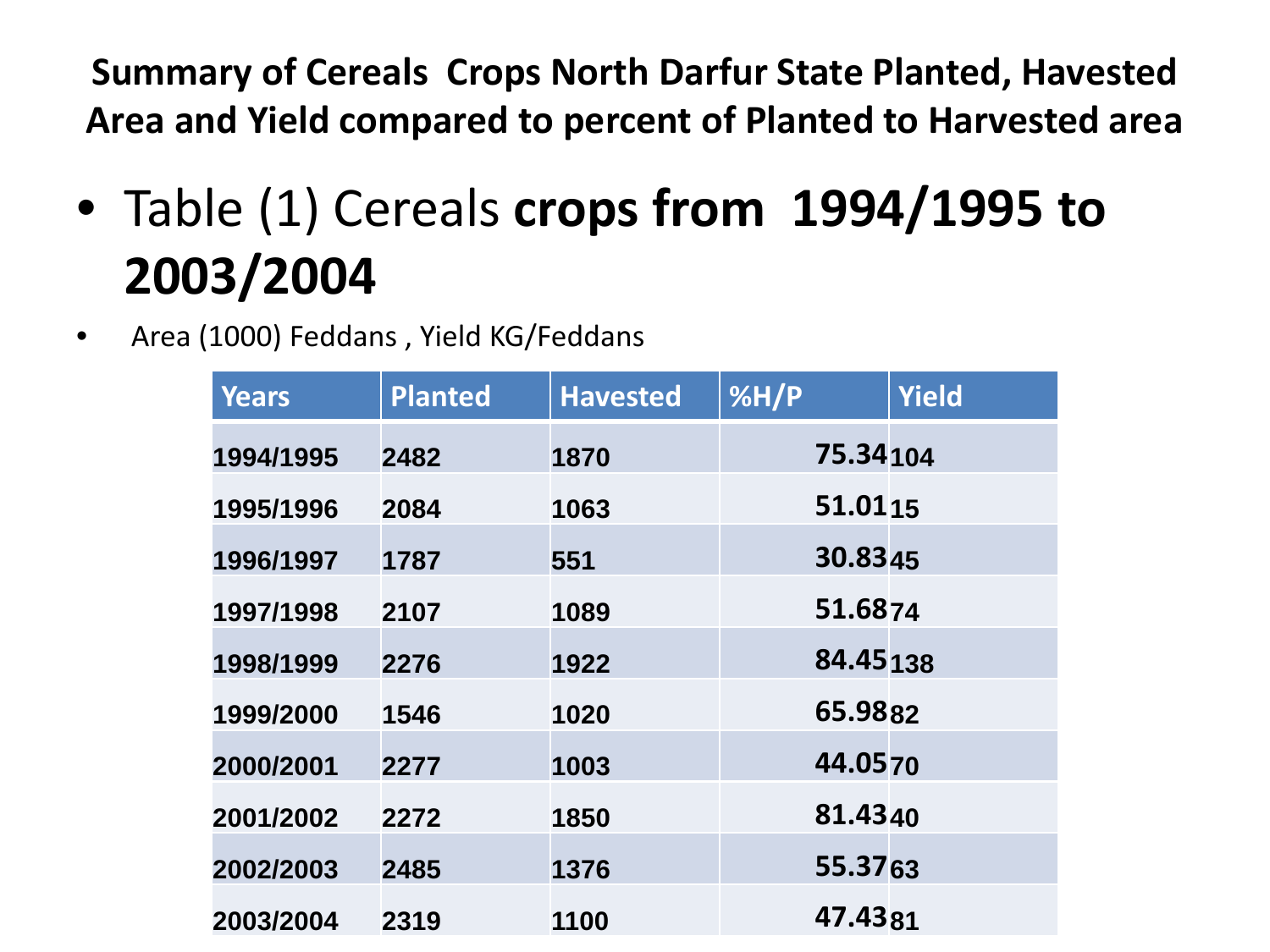**Summary of Cereals Crops North Darfur State Planted, Havested Area and Yield compared to percent of Planted to Harvested area**

- Table (1) Cereals **crops from 1994/1995 to 2003/2004**

- Area (1000) Feddans , Yield KG/Feddans

| Years | Planted | Havested | %H/P | Yield |
|---|---|---|---|---|
| 1994/1995 | 2482 | 1870 | 75.34 | 104 |
| 1995/1996 | 2084 | 1063 | 51.01 | 15 |
| 1996/1997 | 1787 | 551 | 30.83 | 45 |
| 1997/1998 | 2107 | 1089 | 51.68 | 74 |
| 1998/1999 | 2276 | 1922 | 84.45 | 138 |
| 1999/2000 | 1546 | 1020 | 65.98 | 82 |
| 2000/2001 | 2277 | 1003 | 44.05 | 70 |
| 2001/2002 | 2272 | 1850 | 81.43 | 40 |
| 2002/2003 | 2485 | 1376 | 55.37 | 63 |
| 2003/2004 | 2319 | 1100 | 47.43 | 81 |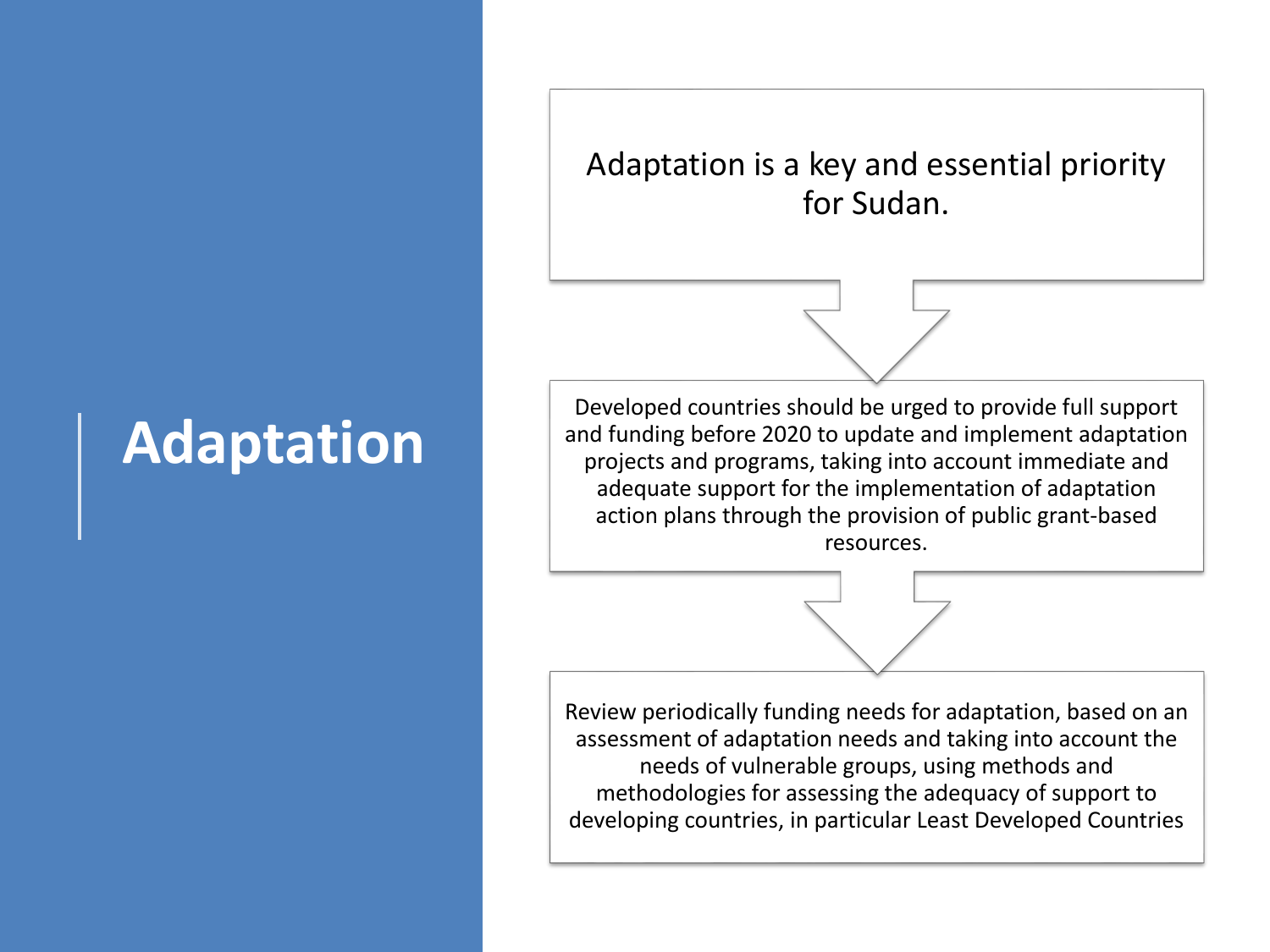# Adaptation

Adaptation is a key and essential priority for Sudan.

Developed countries should be urged to provide full support and funding before 2020 to update and implement adaptation projects and programs, taking into account immediate and adequate support for the implementation of adaptation action plans through the provision of public grant-based resources.

Review periodically funding needs for adaptation, based on an assessment of adaptation needs and taking into account the needs of vulnerable groups, using methods and methodologies for assessing the adequacy of support to developing countries, in particular Least Developed Countries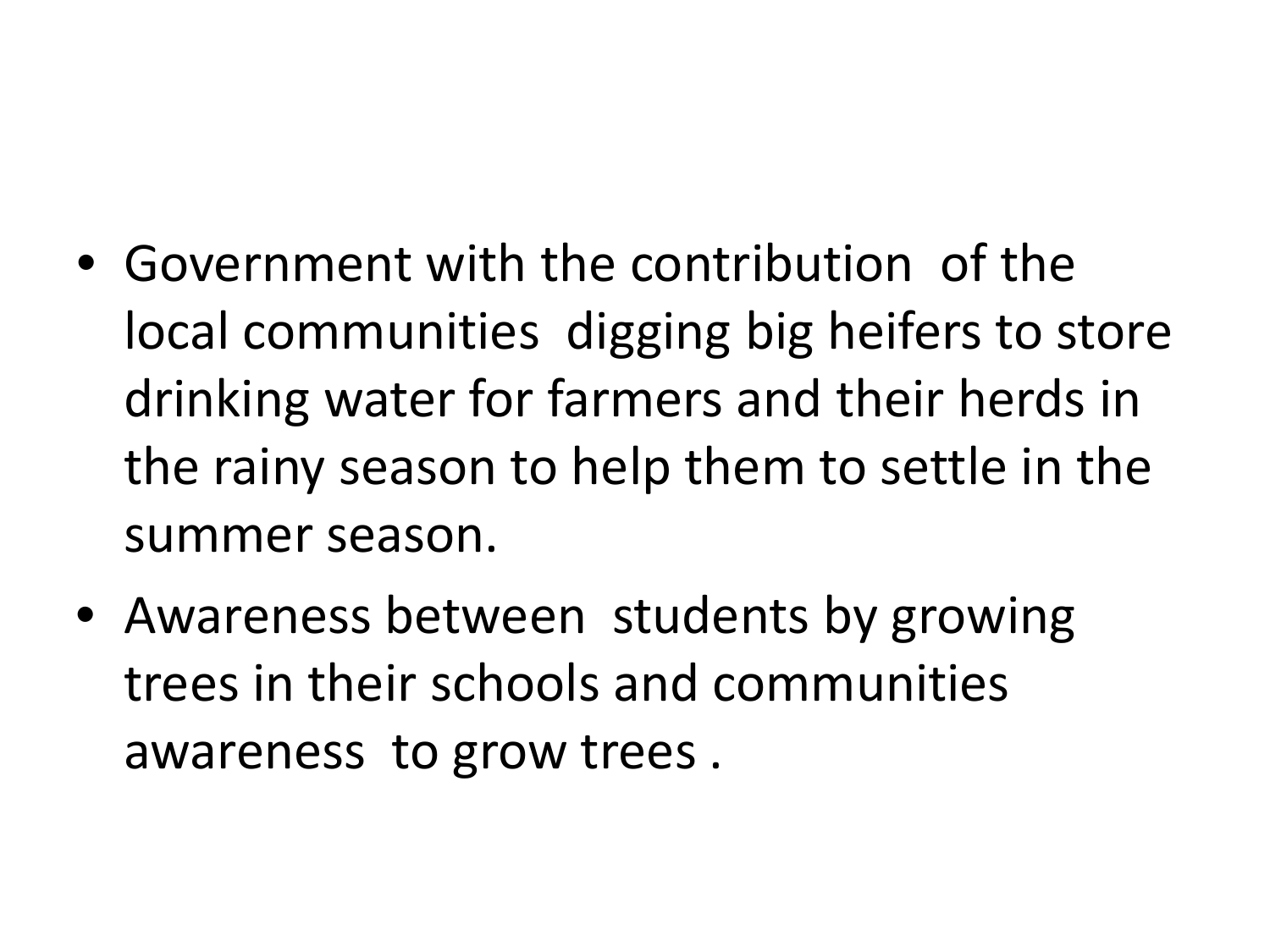- Government with the contribution of the local communities digging big heifers to store drinking water for farmers and their herds in the rainy season to help them to settle in the summer season.
- Awareness between students by growing trees in their schools and communities awareness to grow trees .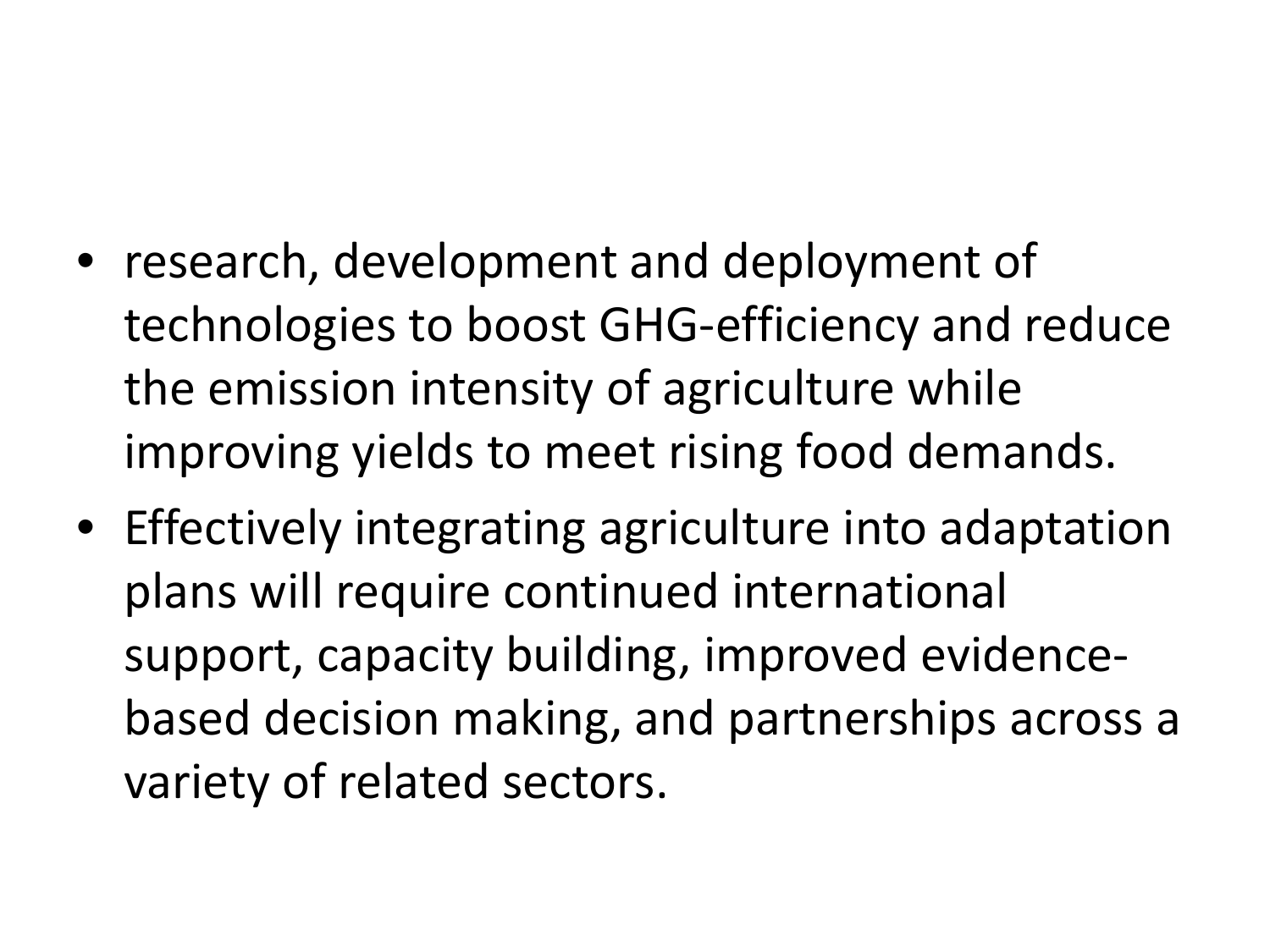- research, development and deployment of technologies to boost GHG-efficiency and reduce the emission intensity of agriculture while improving yields to meet rising food demands.
- Effectively integrating agriculture into adaptation plans will require continued international support, capacity building, improved evidence-based decision making, and partnerships across a variety of related sectors.